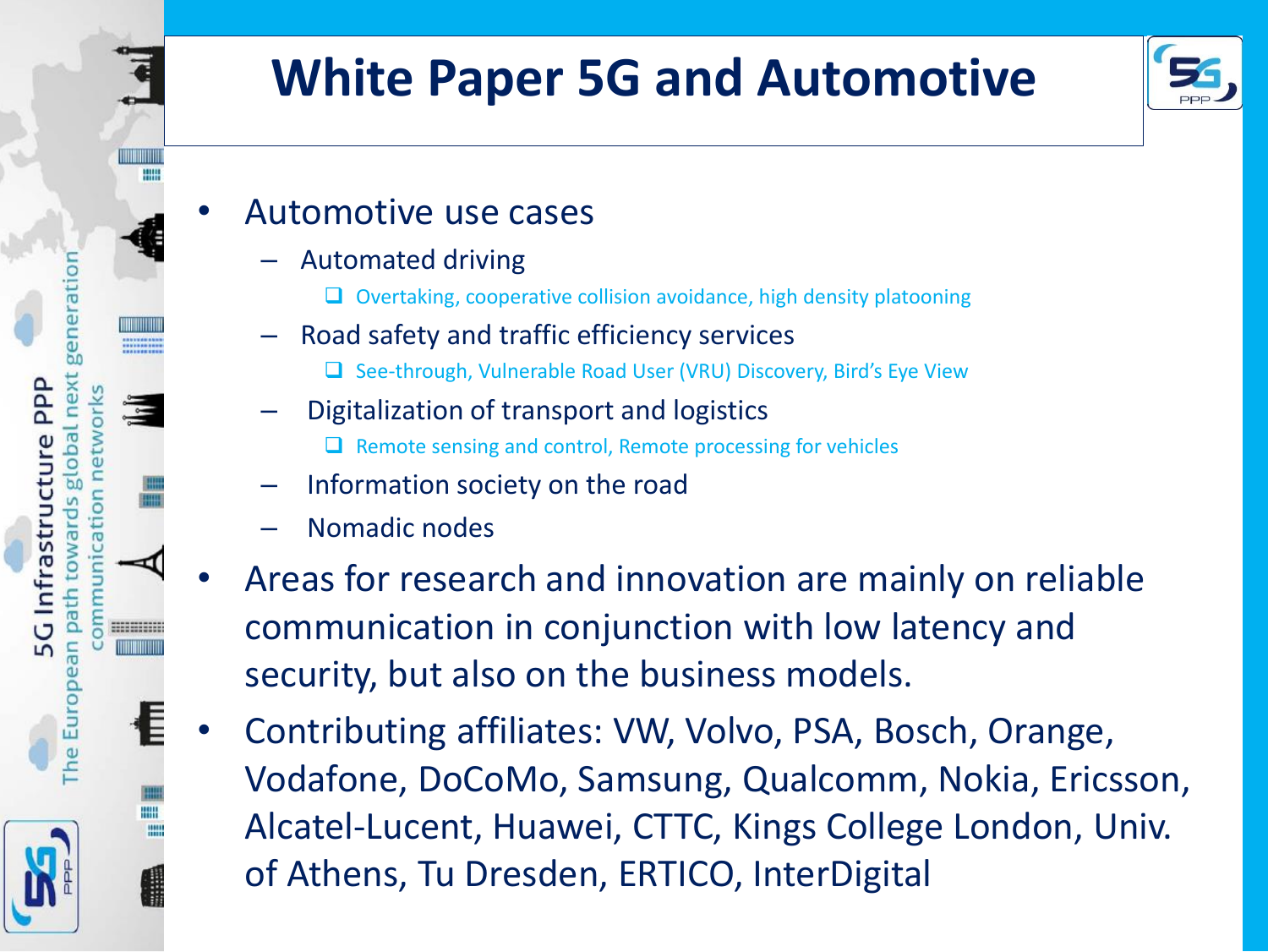# White Paper 5G and Automotive

- Automotive use cases
  - Automated driving
    - Overtaking, cooperative collision avoidance, high density platooning
  - Road safety and traffic efficiency services
    - See-through, Vulnerable Road User (VRU) Discovery, Bird's Eye View
  - Digitalization of transport and logistics
    - Remote sensing and control, Remote processing for vehicles
  - Information society on the road
  - Nomadic nodes
- Areas for research and innovation are mainly on reliable communication in conjunction with low latency and security, but also on the business models.
- Contributing affiliates: VW, Volvo, PSA, Bosch, Orange, Vodafone, DoCoMo, Samsung, Qualcomm, Nokia, Ericsson, Alcatel-Lucent, Huawei, CTTC, Kings College London, Univ. of Athens, Tu Dresden, ERTICO, InterDigital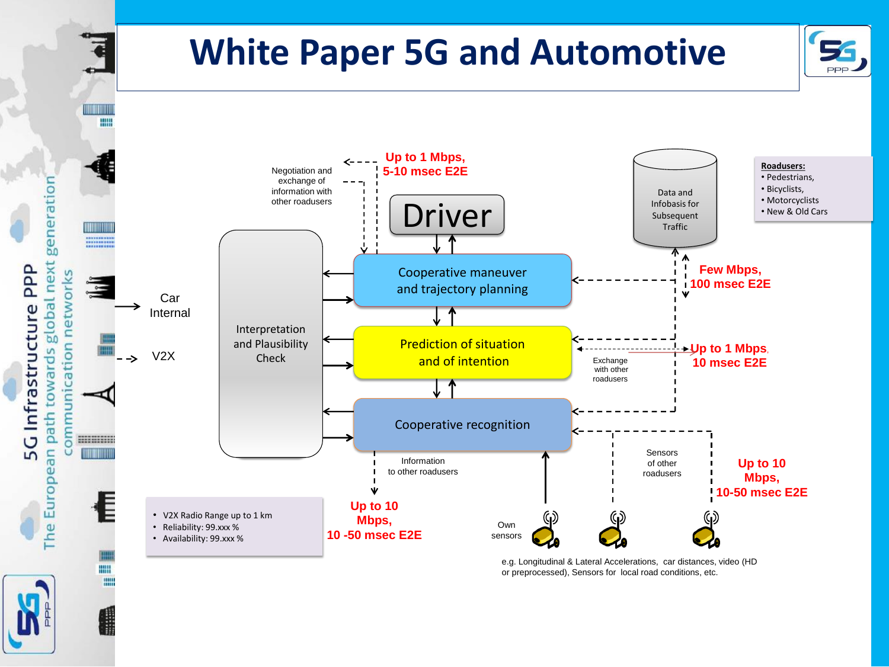# White Paper 5G and Automotive

Negotiation and exchange of information with other roadusers

Up to 1 Mbps,
5-10 msec E2E

Driver

Data and Infobasis for Subsequent Traffic

**Roadusers:**
- Pedestrians,
- Bicyclists,
- Motorcyclists,
- New & Old Cars

Car Internal

V2X

Interpretation and Plausibility Check

Cooperative maneuver and trajectory planning

Few Mbps,
100 msec E2E

Prediction of situation and of intention

Exchange with other roadusers

Up to 1 Mbps,
10 msec E2E

Cooperative recognition

Information to other roadusers

Sensors of other roadusers

Up to 10 Mbps,
10-50 msec E2E

- V2X Radio Range up to 1 km
- Reliability: 99.xxx %
- Availability: 99.xxx %

Up to 10 Mbps,
10 -50 msec E2E

Own sensors

e.g. Longitudinal & Lateral Accelerations, car distances, video (HD or preprocessed), Sensors for local road conditions, etc.

5G Infrastructure PPP
The European path towards global next generation communication networks